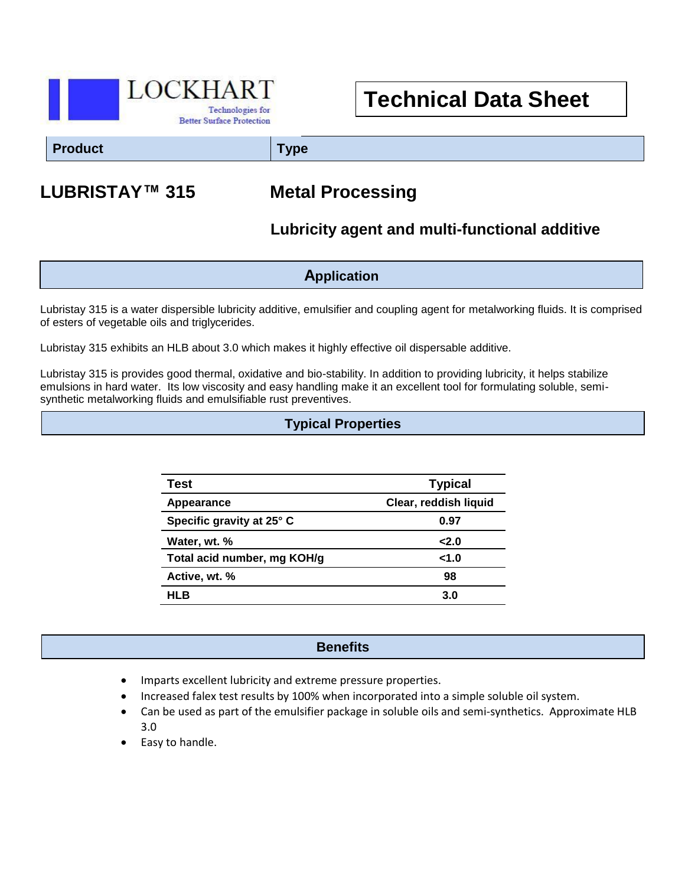LOCKHART

Technologies for Better Surface Protection

# Technical Data Sheet

| Product | Type |
| --- | --- |

**LUBRISTAY™ 315** **Metal Processing**

### Lubricity agent and multi-functional additive

## Application

Lubristay 315 is a water dispersible lubricity additive, emulsifier and coupling agent for metalworking fluids. It is comprised of esters of vegetable oils and triglycerides.

Lubristay 315 exhibits an HLB about 3.0 which makes it highly effective oil dispersable additive.

Lubristay 315 is provides good thermal, oxidative and bio-stability. In addition to providing lubricity, it helps stabilize emulsions in hard water. Its low viscosity and easy handling make it an excellent tool for formulating soluble, semi-synthetic metalworking fluids and emulsifiable rust preventives.

## Typical Properties

| Test | Typical |
| --- | --- |
| Appearance | Clear, reddish liquid |
| Specific gravity at 25° C | 0.97 |
| Water, wt. % | <2.0 |
| Total acid number, mg KOH/g | <1.0 |
| Active, wt. % | 98 |
| HLB | 3.0 |

## Benefits

- Imparts excellent lubricity and extreme pressure properties.
- Increased falex test results by 100% when incorporated into a simple soluble oil system.
- Can be used as part of the emulsifier package in soluble oils and semi-synthetics. Approximate HLB 3.0
- Easy to handle.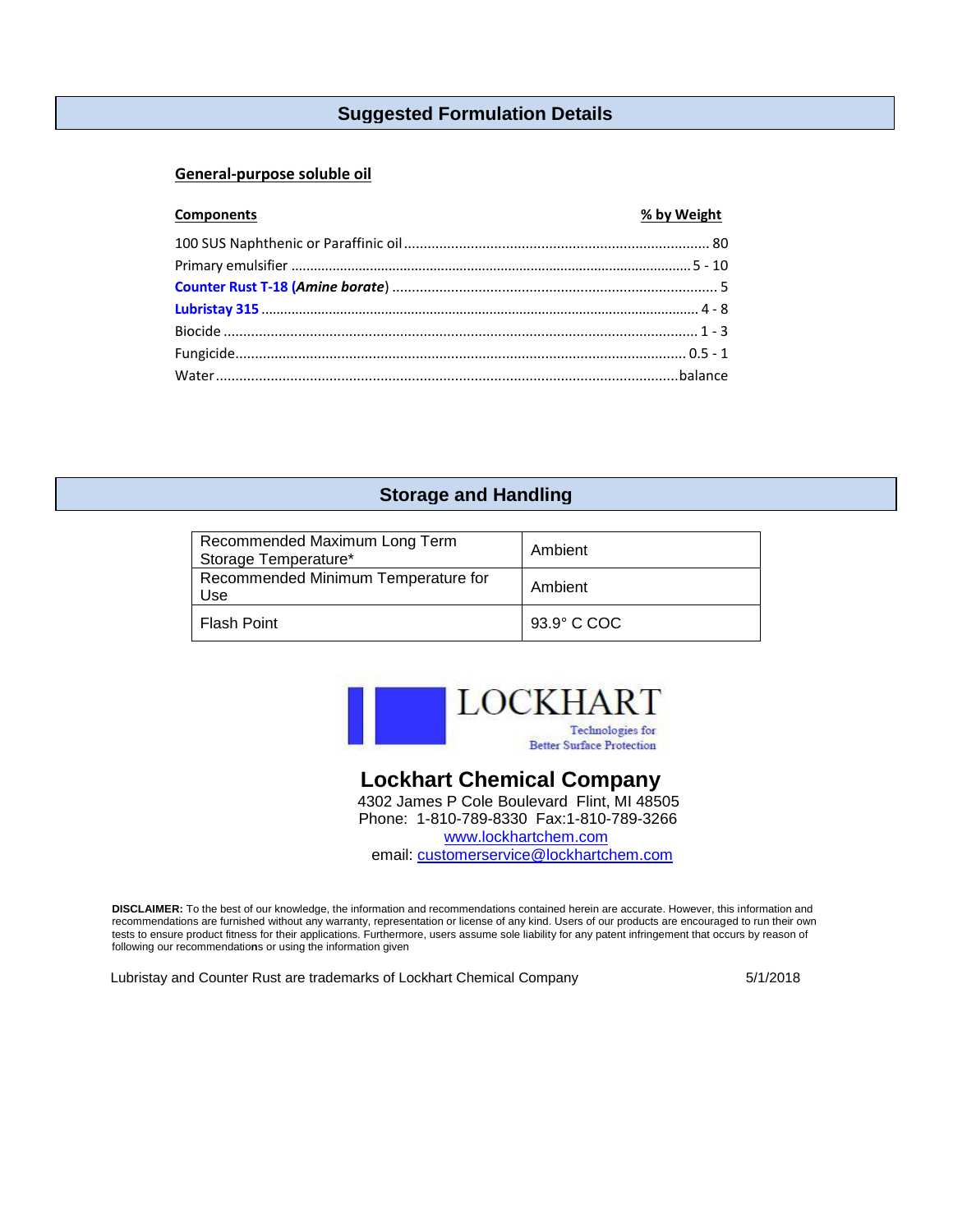## Suggested Formulation Details

**General-purpose soluble oil**

| Components | % by Weight |
|---|---|
| 100 SUS Naphthenic or Paraffinic oil | 80 |
| Primary emulsifier | 5 - 10 |
| **Counter Rust T-18** (***Amine borate***) | 5 |
| **Lubristay 315** | 4 - 8 |
| Biocide | 1 - 3 |
| Fungicide | 0.5 - 1 |
| Water | balance |

## Storage and Handling

| | |
|---|---|
| Recommended Maximum Long Term Storage Temperature* | Ambient |
| Recommended Minimum Temperature for Use | Ambient |
| Flash Point | 93.9° C COC |

LOCKHART
Technologies for Better Surface Protection

**Lockhart Chemical Company**
4302 James P Cole Boulevard Flint, MI 48505
Phone: 1-810-789-8330 Fax:1-810-789-3266
www.lockhartchem.com
email: customerservice@lockhartchem.com

**DISCLAIMER:** To the best of our knowledge, the information and recommendations contained herein are accurate. However, this information and recommendations are furnished without any warranty, representation or license of any kind. Users of our products are encouraged to run their own tests to ensure product fitness for their applications. Furthermore, users assume sole liability for any patent infringement that occurs by reason of following our recommendations or using the information given

Lubristay and Counter Rust are trademarks of Lockhart Chemical Company 5/1/2018